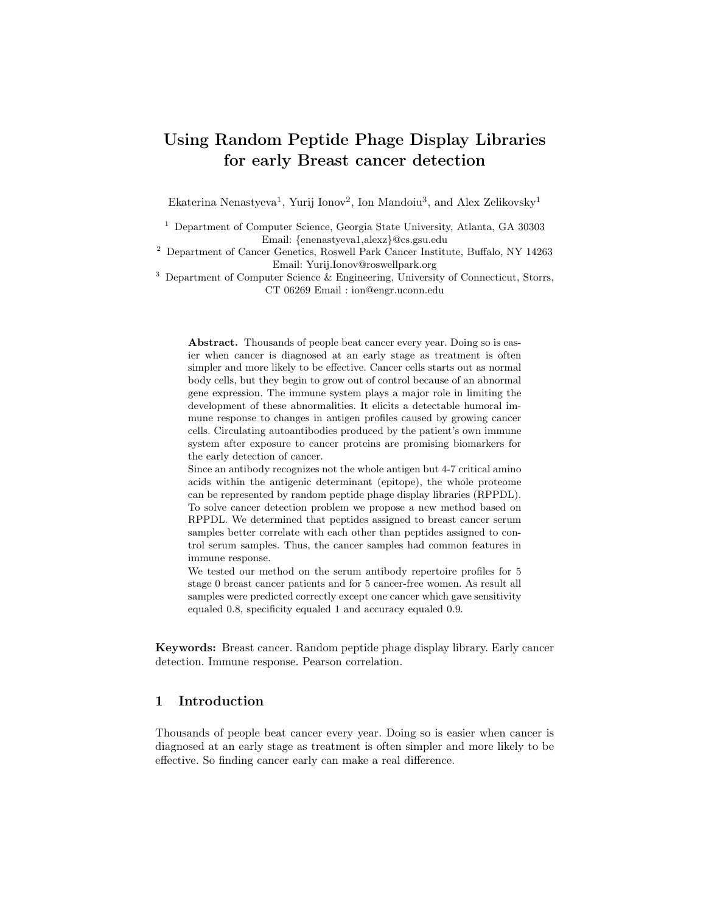# Using Random Peptide Phage Display Libraries for early Breast cancer detection

Ekaterina Nenastyeva[1], Yurij Ionov[2], Ion Mandoiu[3], and Alex Zelikovsky[1]

[1] Department of Computer Science, Georgia State University, Atlanta, GA 30303
Email: {enenastyeva1,alexz}@cs.gsu.edu

[2] Department of Cancer Genetics, Roswell Park Cancer Institute, Buffalo, NY 14263
Email: Yurij.Ionov@roswellpark.org

[3] Department of Computer Science & Engineering, University of Connecticut, Storrs, CT 06269 Email : ion@engr.uconn.edu

**Abstract.** Thousands of people beat cancer every year. Doing so is easier when cancer is diagnosed at an early stage as treatment is often simpler and more likely to be effective. Cancer cells starts out as normal body cells, but they begin to grow out of control because of an abnormal gene expression. The immune system plays a major role in limiting the development of these abnormalities. It elicits a detectable humoral immune response to changes in antigen profiles caused by growing cancer cells. Circulating autoantibodies produced by the patient's own immune system after exposure to cancer proteins are promising biomarkers for the early detection of cancer.

Since an antibody recognizes not the whole antigen but 4-7 critical amino acids within the antigenic determinant (epitope), the whole proteome can be represented by random peptide phage display libraries (RPPDL). To solve cancer detection problem we propose a new method based on RPPDL. We determined that peptides assigned to breast cancer serum samples better correlate with each other than peptides assigned to control serum samples. Thus, the cancer samples had common features in immune response.

We tested our method on the serum antibody repertoire profiles for 5 stage 0 breast cancer patients and for 5 cancer-free women. As result all samples were predicted correctly except one cancer which gave sensitivity equaled 0.8, specificity equaled 1 and accuracy equaled 0.9.

**Keywords:** Breast cancer. Random peptide phage display library. Early cancer detection. Immune response. Pearson correlation.

## 1 Introduction

Thousands of people beat cancer every year. Doing so is easier when cancer is diagnosed at an early stage as treatment is often simpler and more likely to be effective. So finding cancer early can make a real difference.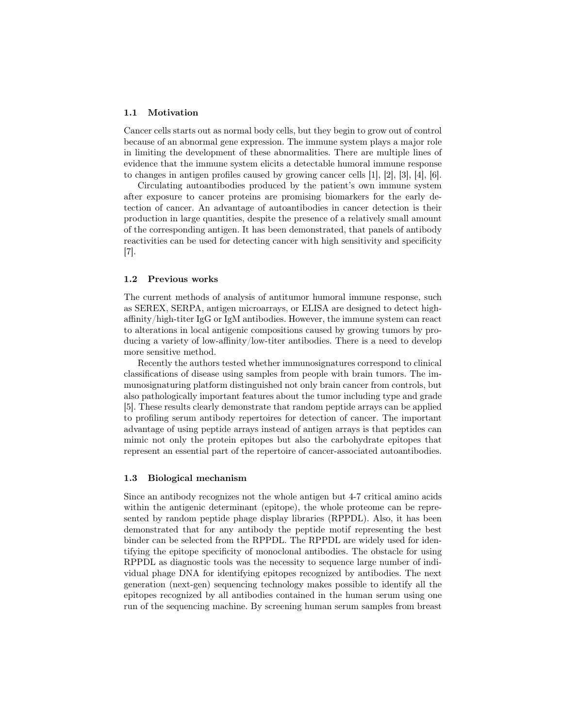### 1.1 Motivation

Cancer cells starts out as normal body cells, but they begin to grow out of control because of an abnormal gene expression. The immune system plays a major role in limiting the development of these abnormalities. There are multiple lines of evidence that the immune system elicits a detectable humoral immune response to changes in antigen profiles caused by growing cancer cells [1], [2], [3], [4], [6].

Circulating autoantibodies produced by the patient's own immune system after exposure to cancer proteins are promising biomarkers for the early detection of cancer. An advantage of autoantibodies in cancer detection is their production in large quantities, despite the presence of a relatively small amount of the corresponding antigen. It has been demonstrated, that panels of antibody reactivities can be used for detecting cancer with high sensitivity and specificity [7].

### 1.2 Previous works

The current methods of analysis of antitumor humoral immune response, such as SEREX, SERPA, antigen microarrays, or ELISA are designed to detect high-affinity/high-titer IgG or IgM antibodies. However, the immune system can react to alterations in local antigenic compositions caused by growing tumors by producing a variety of low-affinity/low-titer antibodies. There is a need to develop more sensitive method.

Recently the authors tested whether immunosignatures correspond to clinical classifications of disease using samples from people with brain tumors. The immunosignaturing platform distinguished not only brain cancer from controls, but also pathologically important features about the tumor including type and grade [5]. These results clearly demonstrate that random peptide arrays can be applied to profiling serum antibody repertoires for detection of cancer. The important advantage of using peptide arrays instead of antigen arrays is that peptides can mimic not only the protein epitopes but also the carbohydrate epitopes that represent an essential part of the repertoire of cancer-associated autoantibodies.

### 1.3 Biological mechanism

Since an antibody recognizes not the whole antigen but 4-7 critical amino acids within the antigenic determinant (epitope), the whole proteome can be represented by random peptide phage display libraries (RPPDL). Also, it has been demonstrated that for any antibody the peptide motif representing the best binder can be selected from the RPPDL. The RPPDL are widely used for identifying the epitope specificity of monoclonal antibodies. The obstacle for using RPPDL as diagnostic tools was the necessity to sequence large number of individual phage DNA for identifying epitopes recognized by antibodies. The next generation (next-gen) sequencing technology makes possible to identify all the epitopes recognized by all antibodies contained in the human serum using one run of the sequencing machine. By screening human serum samples from breast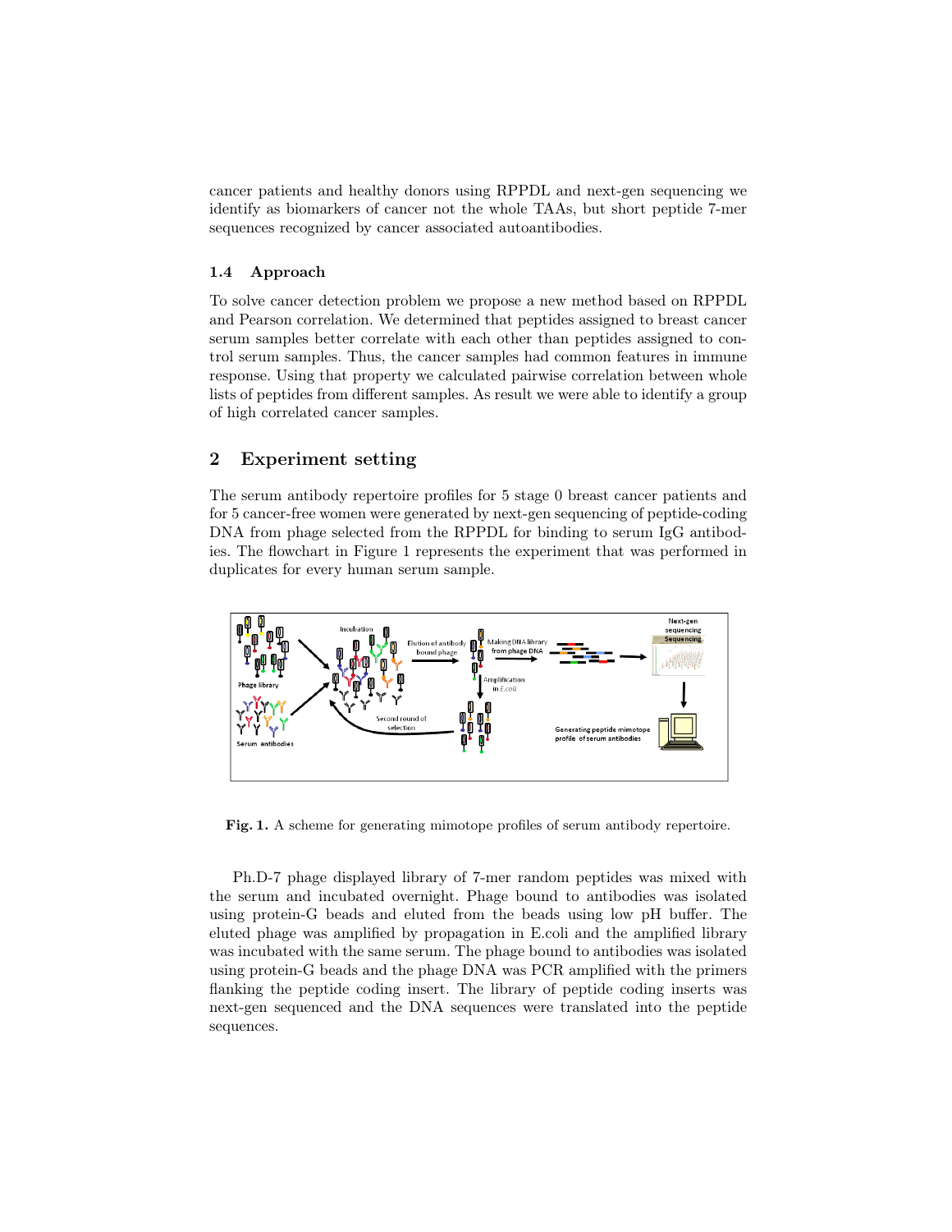cancer patients and healthy donors using RPPDL and next-gen sequencing we identify as biomarkers of cancer not the whole TAAs, but short peptide 7-mer sequences recognized by cancer associated autoantibodies.

### 1.4 Approach

To solve cancer detection problem we propose a new method based on RPPDL and Pearson correlation. We determined that peptides assigned to breast cancer serum samples better correlate with each other than peptides assigned to control serum samples. Thus, the cancer samples had common features in immune response. Using that property we calculated pairwise correlation between whole lists of peptides from different samples. As result we were able to identify a group of high correlated cancer samples.

## 2 Experiment setting

The serum antibody repertoire profiles for 5 stage 0 breast cancer patients and for 5 cancer-free women were generated by next-gen sequencing of peptide-coding DNA from phage selected from the RPPDL for binding to serum IgG antibodies. The flowchart in Figure 1 represents the experiment that was performed in duplicates for every human serum sample.

**Fig. 1.** A scheme for generating mimotope profiles of serum antibody repertoire.

Ph.D-7 phage displayed library of 7-mer random peptides was mixed with the serum and incubated overnight. Phage bound to antibodies was isolated using protein-G beads and eluted from the beads using low pH buffer. The eluted phage was amplified by propagation in E.coli and the amplified library was incubated with the same serum. The phage bound to antibodies was isolated using protein-G beads and the phage DNA was PCR amplified with the primers flanking the peptide coding insert. The library of peptide coding inserts was next-gen sequenced and the DNA sequences were translated into the peptide sequences.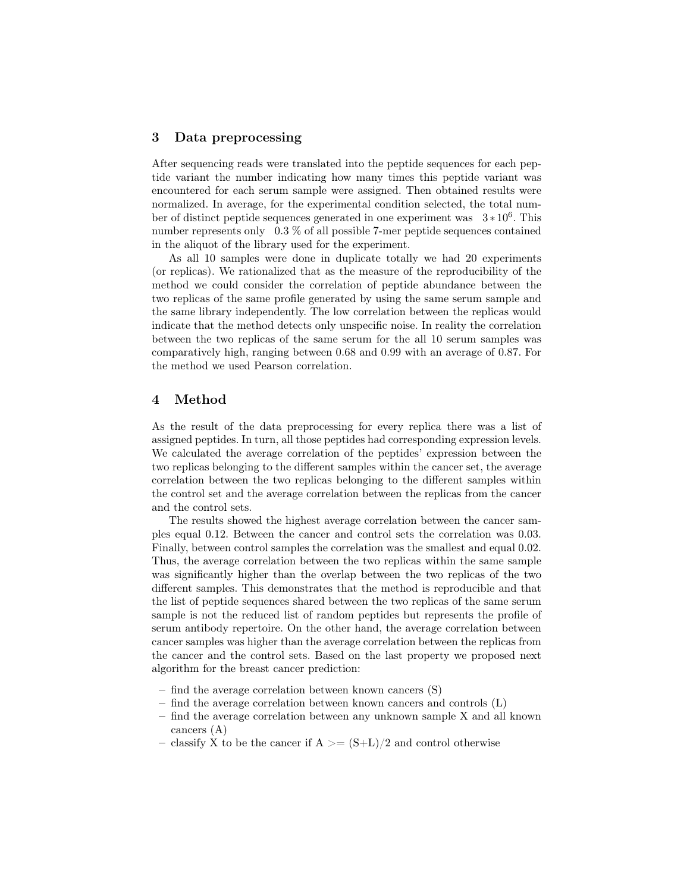## 3 Data preprocessing

After sequencing reads were translated into the peptide sequences for each peptide variant the number indicating how many times this peptide variant was encountered for each serum sample were assigned. Then obtained results were normalized. In average, for the experimental condition selected, the total number of distinct peptide sequences generated in one experiment was $3 * 10^6$. This number represents only 0.3 % of all possible 7-mer peptide sequences contained in the aliquot of the library used for the experiment.

As all 10 samples were done in duplicate totally we had 20 experiments (or replicas). We rationalized that as the measure of the reproducibility of the method we could consider the correlation of peptide abundance between the two replicas of the same profile generated by using the same serum sample and the same library independently. The low correlation between the replicas would indicate that the method detects only unspecific noise. In reality the correlation between the two replicas of the same serum for the all 10 serum samples was comparatively high, ranging between 0.68 and 0.99 with an average of 0.87. For the method we used Pearson correlation.

## 4 Method

As the result of the data preprocessing for every replica there was a list of assigned peptides. In turn, all those peptides had corresponding expression levels. We calculated the average correlation of the peptides' expression between the two replicas belonging to the different samples within the cancer set, the average correlation between the two replicas belonging to the different samples within the control set and the average correlation between the replicas from the cancer and the control sets.

The results showed the highest average correlation between the cancer samples equal 0.12. Between the cancer and control sets the correlation was 0.03. Finally, between control samples the correlation was the smallest and equal 0.02. Thus, the average correlation between the two replicas within the same sample was significantly higher than the overlap between the two replicas of the two different samples. This demonstrates that the method is reproducible and that the list of peptide sequences shared between the two replicas of the same serum sample is not the reduced list of random peptides but represents the profile of serum antibody repertoire. On the other hand, the average correlation between cancer samples was higher than the average correlation between the replicas from the cancer and the control sets. Based on the last property we proposed next algorithm for the breast cancer prediction:

- find the average correlation between known cancers (S)
- find the average correlation between known cancers and controls (L)
- find the average correlation between any unknown sample X and all known cancers (A)
- classify X to be the cancer if A >= (S+L)/2 and control otherwise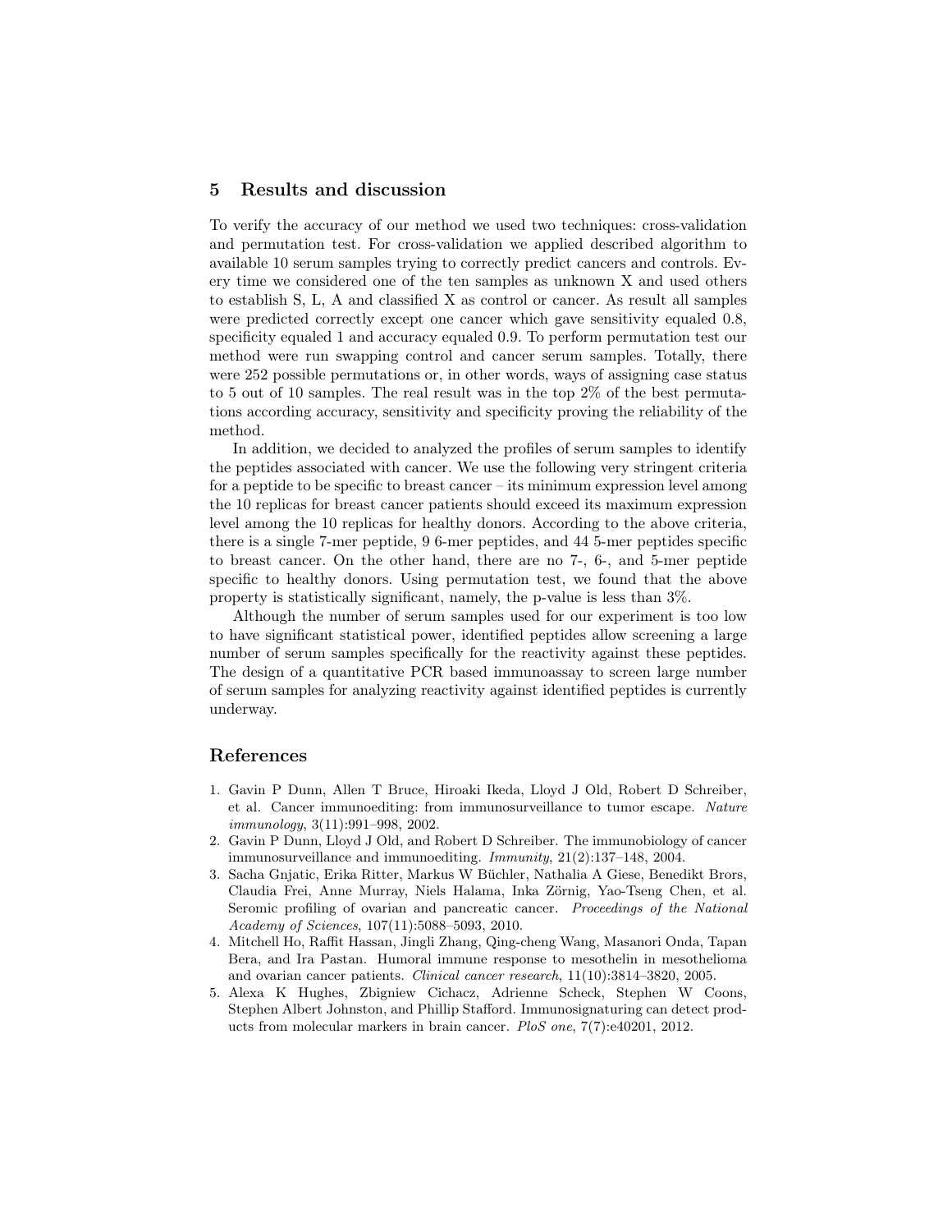## 5 Results and discussion

To verify the accuracy of our method we used two techniques: cross-validation and permutation test. For cross-validation we applied described algorithm to available 10 serum samples trying to correctly predict cancers and controls. Every time we considered one of the ten samples as unknown X and used others to establish S, L, A and classified X as control or cancer. As result all samples were predicted correctly except one cancer which gave sensitivity equaled 0.8, specificity equaled 1 and accuracy equaled 0.9. To perform permutation test our method were run swapping control and cancer serum samples. Totally, there were 252 possible permutations or, in other words, ways of assigning case status to 5 out of 10 samples. The real result was in the top 2% of the best permutations according accuracy, sensitivity and specificity proving the reliability of the method.

In addition, we decided to analyzed the profiles of serum samples to identify the peptides associated with cancer. We use the following very stringent criteria for a peptide to be specific to breast cancer – its minimum expression level among the 10 replicas for breast cancer patients should exceed its maximum expression level among the 10 replicas for healthy donors. According to the above criteria, there is a single 7-mer peptide, 9 6-mer peptides, and 44 5-mer peptides specific to breast cancer. On the other hand, there are no 7-, 6-, and 5-mer peptide specific to healthy donors. Using permutation test, we found that the above property is statistically significant, namely, the p-value is less than 3%.

Although the number of serum samples used for our experiment is too low to have significant statistical power, identified peptides allow screening a large number of serum samples specifically for the reactivity against these peptides. The design of a quantitative PCR based immunoassay to screen large number of serum samples for analyzing reactivity against identified peptides is currently underway.

## References

1. Gavin P Dunn, Allen T Bruce, Hiroaki Ikeda, Lloyd J Old, Robert D Schreiber, et al. Cancer immunoediting: from immunosurveillance to tumor escape. *Nature immunology*, 3(11):991–998, 2002.
2. Gavin P Dunn, Lloyd J Old, and Robert D Schreiber. The immunobiology of cancer immunosurveillance and immunoediting. *Immunity*, 21(2):137–148, 2004.
3. Sacha Gnjatic, Erika Ritter, Markus W Büchler, Nathalia A Giese, Benedikt Brors, Claudia Frei, Anne Murray, Niels Halama, Inka Zörnig, Yao-Tseng Chen, et al. Seromic profiling of ovarian and pancreatic cancer. *Proceedings of the National Academy of Sciences*, 107(11):5088–5093, 2010.
4. Mitchell Ho, Raffit Hassan, Jingli Zhang, Qing-cheng Wang, Masanori Onda, Tapan Bera, and Ira Pastan. Humoral immune response to mesothelin in mesothelioma and ovarian cancer patients. *Clinical cancer research*, 11(10):3814–3820, 2005.
5. Alexa K Hughes, Zbigniew Cichacz, Adrienne Scheck, Stephen W Coons, Stephen Albert Johnston, and Phillip Stafford. Immunosignaturing can detect products from molecular markers in brain cancer. *PloS one*, 7(7):e40201, 2012.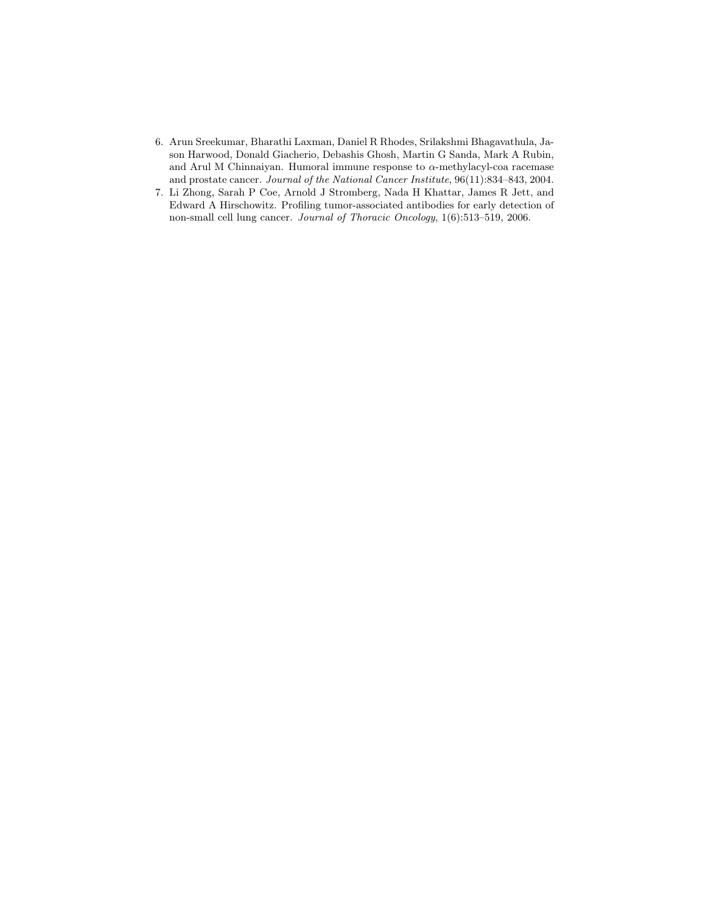6. Arun Sreekumar, Bharathi Laxman, Daniel R Rhodes, Srilakshmi Bhagavathula, Jason Harwood, Donald Giacherio, Debashis Ghosh, Martin G Sanda, Mark A Rubin, and Arul M Chinnaiyan. Humoral immune response to $\alpha$-methylacyl-coa racemase and prostate cancer. *Journal of the National Cancer Institute*, 96(11):834–843, 2004.
7. Li Zhong, Sarah P Coe, Arnold J Stromberg, Nada H Khattar, James R Jett, and Edward A Hirschowitz. Profiling tumor-associated antibodies for early detection of non-small cell lung cancer. *Journal of Thoracic Oncology*, 1(6):513–519, 2006.